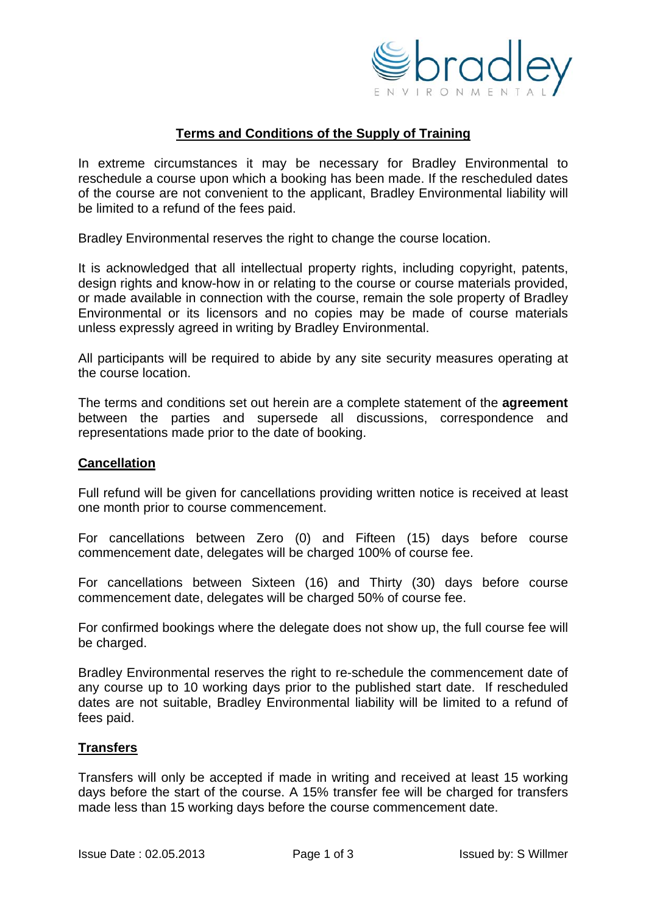# Terms and Conditions of the Supply of Training

In extreme circumstances it may be necessary for Bradley Environmental to reschedule a course upon which a booking has been made. If the rescheduled dates of the course are not convenient to the applicant, Bradley Environmental liability will be limited to a refund of the fees paid.

Bradley Environmental reserves the right to change the course location.

It is acknowledged that all intellectual property rights, including copyright, patents, design rights and know-how in or relating to the course or course materials provided, or made available in connection with the course, remain the sole property of Bradley Environmental or its licensors and no copies may be made of course materials unless expressly agreed in writing by Bradley Environmental.

All participants will be required to abide by any site security measures operating at the course location.

The terms and conditions set out herein are a complete statement of the **agreement** between the parties and supersede all discussions, correspondence and representations made prior to the date of booking.

## Cancellation

Full refund will be given for cancellations providing written notice is received at least one month prior to course commencement.

For cancellations between Zero (0) and Fifteen (15) days before course commencement date, delegates will be charged 100% of course fee.

For cancellations between Sixteen (16) and Thirty (30) days before course commencement date, delegates will be charged 50% of course fee.

For confirmed bookings where the delegate does not show up, the full course fee will be charged.

Bradley Environmental reserves the right to re-schedule the commencement date of any course up to 10 working days prior to the published start date. If rescheduled dates are not suitable, Bradley Environmental liability will be limited to a refund of fees paid.

## Transfers

Transfers will only be accepted if made in writing and received at least 15 working days before the start of the course. A 15% transfer fee will be charged for transfers made less than 15 working days before the course commencement date.

Issue Date : 02.05.2013 Issued by: S Willmer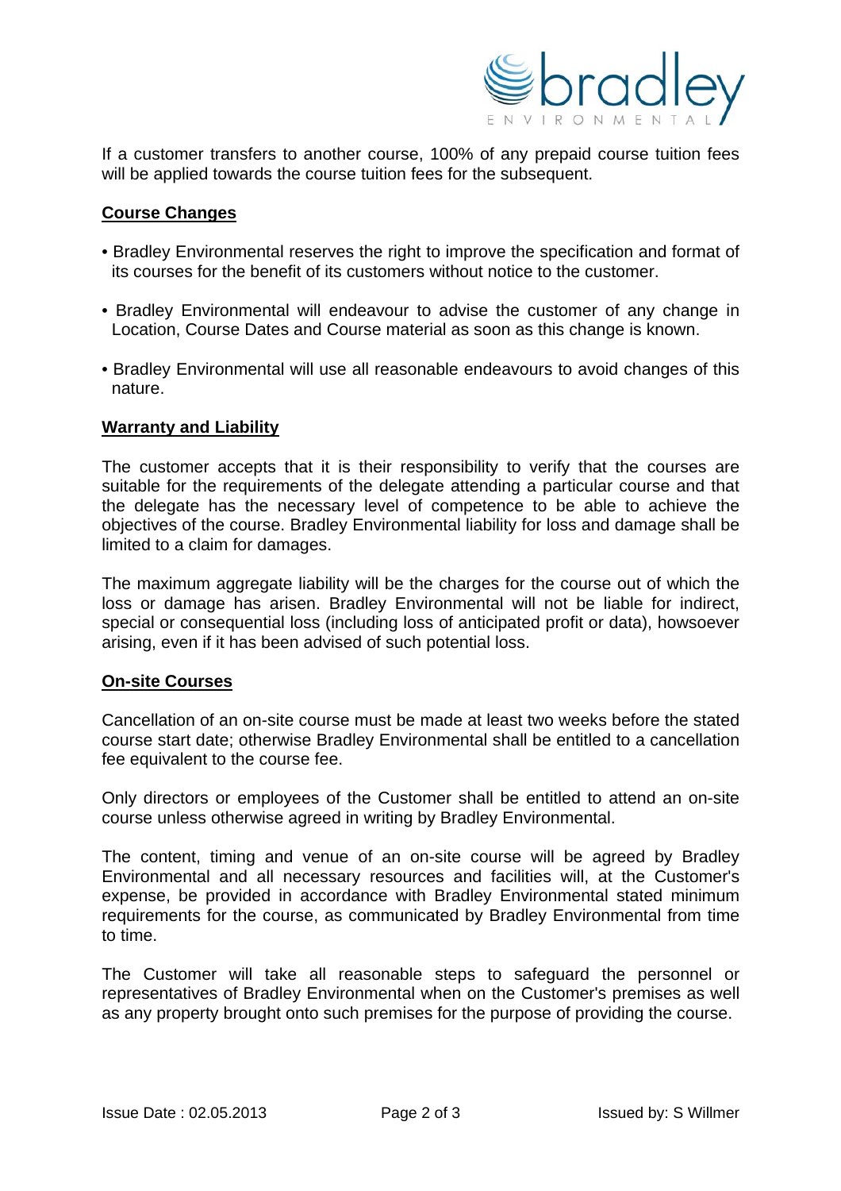If a customer transfers to another course, 100% of any prepaid course tuition fees will be applied towards the course tuition fees for the subsequent.

## Course Changes

- Bradley Environmental reserves the right to improve the specification and format of its courses for the benefit of its customers without notice to the customer.
- Bradley Environmental will endeavour to advise the customer of any change in Location, Course Dates and Course material as soon as this change is known.
- Bradley Environmental will use all reasonable endeavours to avoid changes of this nature.

## Warranty and Liability

The customer accepts that it is their responsibility to verify that the courses are suitable for the requirements of the delegate attending a particular course and that the delegate has the necessary level of competence to be able to achieve the objectives of the course. Bradley Environmental liability for loss and damage shall be limited to a claim for damages.

The maximum aggregate liability will be the charges for the course out of which the loss or damage has arisen. Bradley Environmental will not be liable for indirect, special or consequential loss (including loss of anticipated profit or data), howsoever arising, even if it has been advised of such potential loss.

## On-site Courses

Cancellation of an on-site course must be made at least two weeks before the stated course start date; otherwise Bradley Environmental shall be entitled to a cancellation fee equivalent to the course fee.

Only directors or employees of the Customer shall be entitled to attend an on-site course unless otherwise agreed in writing by Bradley Environmental.

The content, timing and venue of an on-site course will be agreed by Bradley Environmental and all necessary resources and facilities will, at the Customer's expense, be provided in accordance with Bradley Environmental stated minimum requirements for the course, as communicated by Bradley Environmental from time to time.

The Customer will take all reasonable steps to safeguard the personnel or representatives of Bradley Environmental when on the Customer's premises as well as any property brought onto such premises for the purpose of providing the course.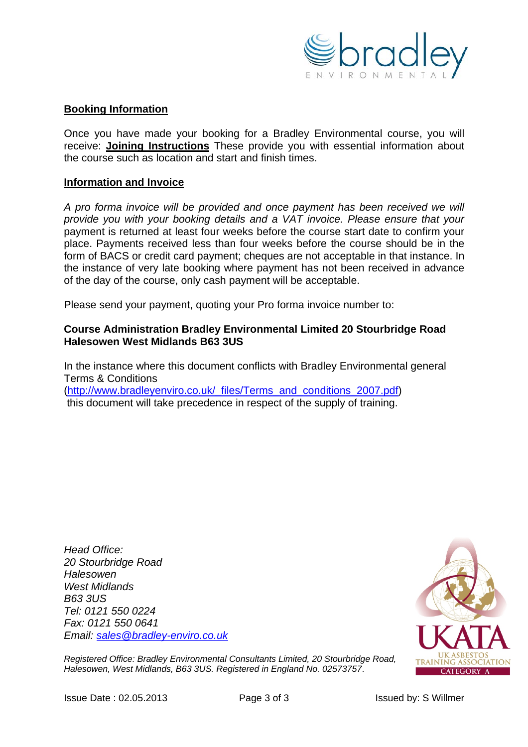## Booking Information

Once you have made your booking for a Bradley Environmental course, you will receive: **Joining Instructions** These provide you with essential information about the course such as location and start and finish times.

## Information and Invoice

*A pro forma invoice will be provided and once payment has been received we will provide you with your booking details and a VAT invoice. Please ensure that your* payment is returned at least four weeks before the course start date to confirm your place. Payments received less than four weeks before the course should be in the form of BACS or credit card payment; cheques are not acceptable in that instance. In the instance of very late booking where payment has not been received in advance of the day of the course, only cash payment will be acceptable.

Please send your payment, quoting your Pro forma invoice number to:

**Course Administration Bradley Environmental Limited 20 Stourbridge Road Halesowen West Midlands B63 3US**

In the instance where this document conflicts with Bradley Environmental general Terms & Conditions (http://www.bradleyenviro.co.uk/_files/Terms_and_conditions_2007.pdf) this document will take precedence in respect of the supply of training.

*Head Office:*
*20 Stourbridge Road*
*Halesowen*
*West Midlands*
*B63 3US*
*Tel: 0121 550 0224*
*Fax: 0121 550 0641*
*Email: sales@bradley-enviro.co.uk*

*Registered Office: Bradley Environmental Consultants Limited, 20 Stourbridge Road, Halesowen, West Midlands, B63 3US. Registered in England No. 02573757.*

UK ASBESTOS TRAINING ASSOCIATION CATEGORY A

Issue Date : 02.05.2013 Issued by: S Willmer